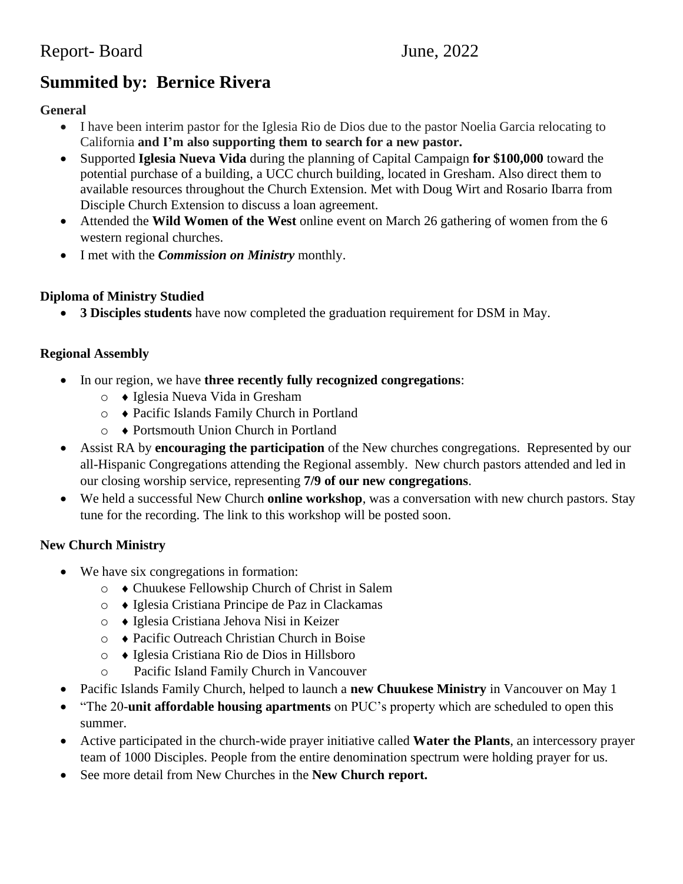Report- Board June, 2022

# Summited by: Bernice Rivera

**General**

- I have been interim pastor for the Iglesia Rio de Dios due to the pastor Noelia Garcia relocating to California **and I'm also supporting them to search for a new pastor.**
- Supported **Iglesia Nueva Vida** during the planning of Capital Campaign **for $100,000** toward the potential purchase of a building, a UCC church building, located in Gresham. Also direct them to available resources throughout the Church Extension. Met with Doug Wirt and Rosario Ibarra from Disciple Church Extension to discuss a loan agreement.
- Attended the **Wild Women of the West** online event on March 26 gathering of women from the 6 western regional churches.
- I met with the ***Commission on Ministry*** monthly.

**Diploma of Ministry Studied**

- **3 Disciples students** have now completed the graduation requirement for DSM in May.

**Regional Assembly**

- In our region, we have **three recently fully recognized congregations**:
  - ♦ Iglesia Nueva Vida in Gresham
  - ♦ Pacific Islands Family Church in Portland
  - ♦ Portsmouth Union Church in Portland
- Assist RA by **encouraging the participation** of the New churches congregations. Represented by our all-Hispanic Congregations attending the Regional assembly. New church pastors attended and led in our closing worship service, representing **7/9 of our new congregations**.
- We held a successful New Church **online workshop**, was a conversation with new church pastors. Stay tune for the recording. The link to this workshop will be posted soon.

**New Church Ministry**

- We have six congregations in formation:
  - ♦ Chuukese Fellowship Church of Christ in Salem
  - ♦ Iglesia Cristiana Principe de Paz in Clackamas
  - ♦ Iglesia Cristiana Jehova Nisi in Keizer
  - ♦ Pacific Outreach Christian Church in Boise
  - ♦ Iglesia Cristiana Rio de Dios in Hillsboro
  - Pacific Island Family Church in Vancouver
- Pacific Islands Family Church, helped to launch a **new Chuukese Ministry** in Vancouver on May 1
- "The 20-**unit affordable housing apartments** on PUC's property which are scheduled to open this summer.
- Active participated in the church-wide prayer initiative called **Water the Plants**, an intercessory prayer team of 1000 Disciples. People from the entire denomination spectrum were holding prayer for us.
- See more detail from New Churches in the **New Church report.**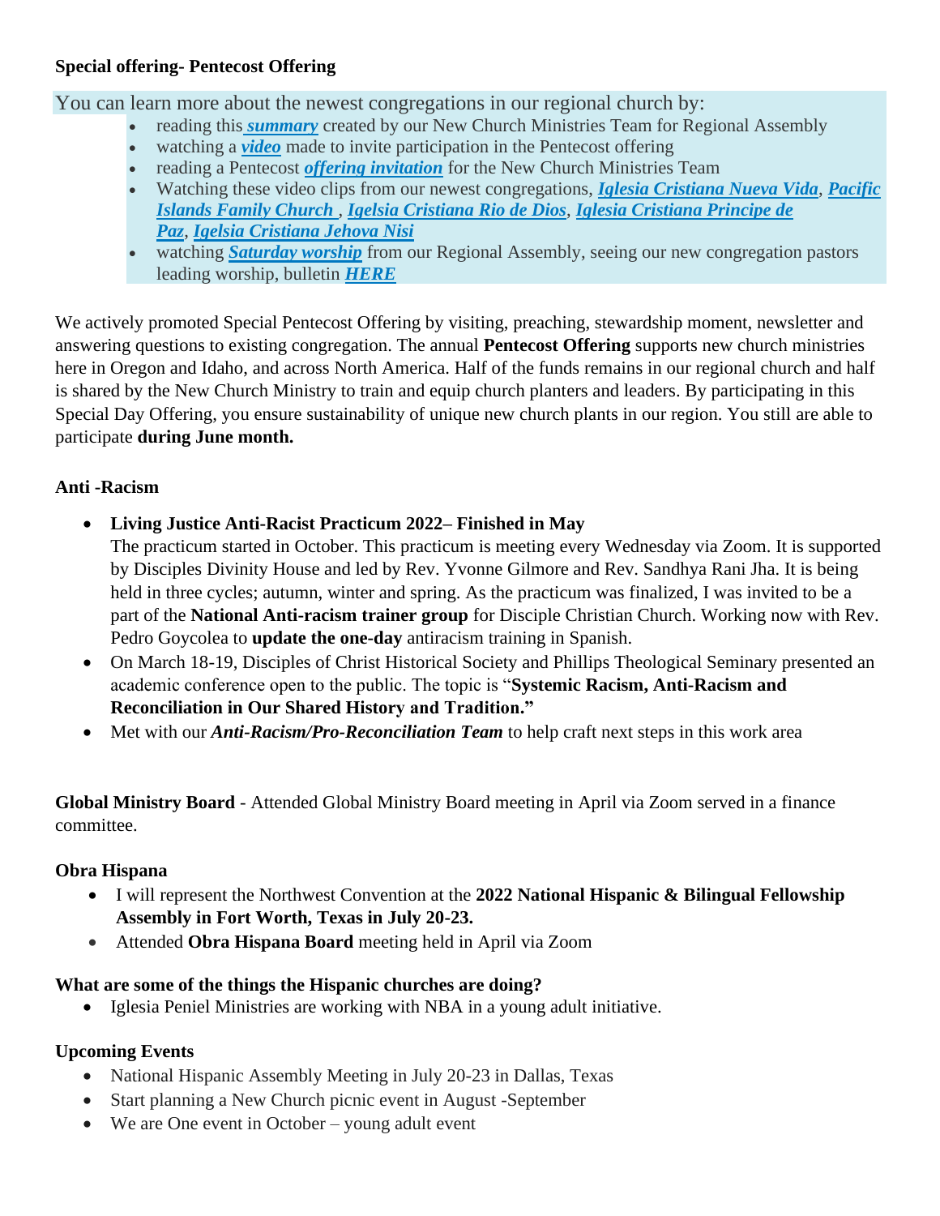**Special offering- Pentecost Offering**

You can learn more about the newest congregations in our regional church by:

- reading this ***summary*** created by our New Church Ministries Team for Regional Assembly
- watching a ***video*** made to invite participation in the Pentecost offering
- reading a Pentecost ***offering invitation*** for the New Church Ministries Team
- Watching these video clips from our newest congregations, ***Iglesia Cristiana Nueva Vida***, ***Pacific Islands Family Church*** , ***Igelsia Cristiana Rio de Dios***, ***Iglesia Cristiana Principe de Paz***, ***Igelsia Cristiana Jehova Nisi***
- watching ***Saturday worship*** from our Regional Assembly, seeing our new congregation pastors leading worship, bulletin ***HERE***

We actively promoted Special Pentecost Offering by visiting, preaching, stewardship moment, newsletter and answering questions to existing congregation. The annual **Pentecost Offering** supports new church ministries here in Oregon and Idaho, and across North America. Half of the funds remains in our regional church and half is shared by the New Church Ministry to train and equip church planters and leaders. By participating in this Special Day Offering, you ensure sustainability of unique new church plants in our region. You still are able to participate **during June month.**

**Anti -Racism**

- **Living Justice Anti-Racist Practicum 2022– Finished in May**
  The practicum started in October. This practicum is meeting every Wednesday via Zoom. It is supported by Disciples Divinity House and led by Rev. Yvonne Gilmore and Rev. Sandhya Rani Jha. It is being held in three cycles; autumn, winter and spring. As the practicum was finalized, I was invited to be a part of the **National Anti-racism trainer group** for Disciple Christian Church. Working now with Rev. Pedro Goycolea to **update the one-day** antiracism training in Spanish.
- On March 18-19, Disciples of Christ Historical Society and Phillips Theological Seminary presented an academic conference open to the public. The topic is "**Systemic Racism, Anti-Racism and Reconciliation in Our Shared History and Tradition."**
- Met with our ***Anti-Racism/Pro-Reconciliation Team*** to help craft next steps in this work area

**Global Ministry Board** - Attended Global Ministry Board meeting in April via Zoom served in a finance committee.

**Obra Hispana**

- I will represent the Northwest Convention at the **2022 National Hispanic & Bilingual Fellowship Assembly in Fort Worth, Texas in July 20-23.**
- Attended **Obra Hispana Board** meeting held in April via Zoom

**What are some of the things the Hispanic churches are doing?**

- Iglesia Peniel Ministries are working with NBA in a young adult initiative.

**Upcoming Events**

- National Hispanic Assembly Meeting in July 20-23 in Dallas, Texas
- Start planning a New Church picnic event in August -September
- We are One event in October – young adult event